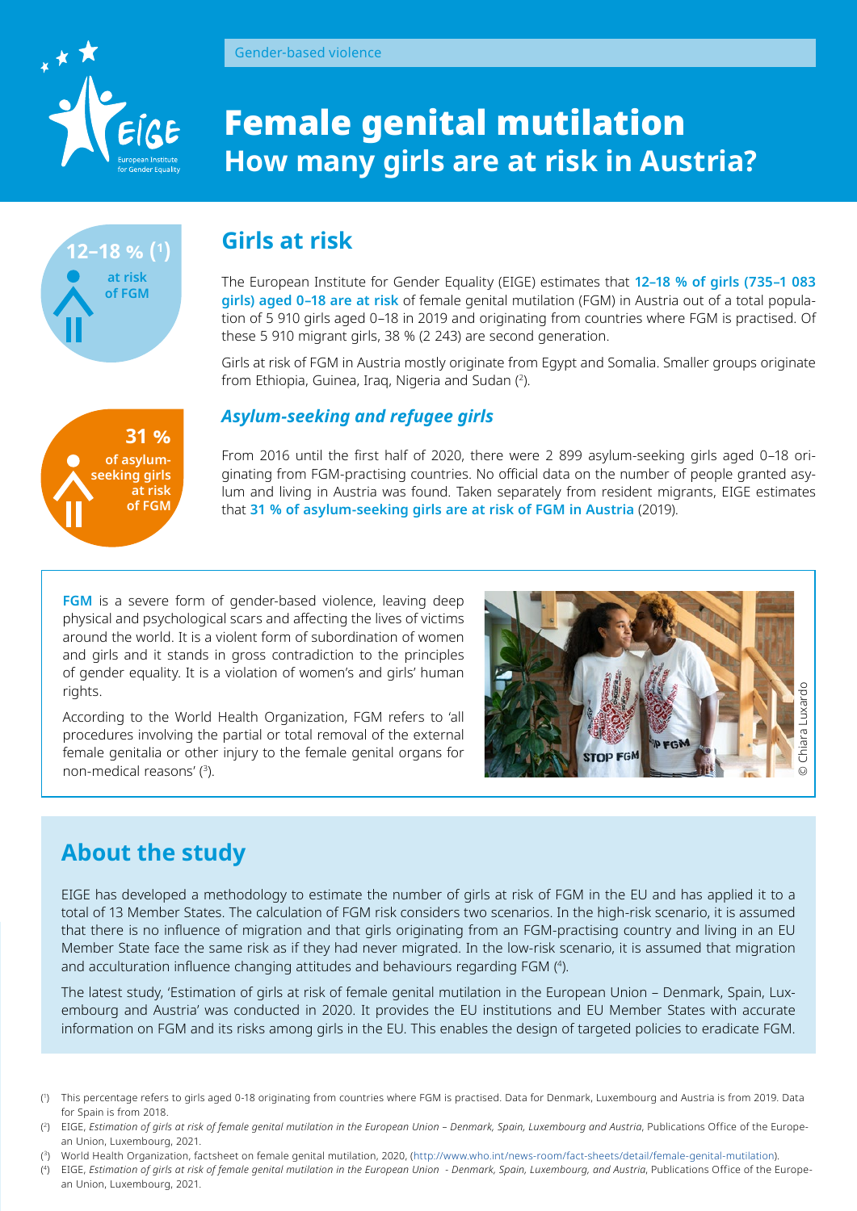Gender-based violence

# Female genital mutilation
## How many girls are at risk in Austria?

**12–18 %** [1] at risk of FGM

## Girls at risk

The European Institute for Gender Equality (EIGE) estimates that **12–18 % of girls (735–1 083 girls) aged 0–18 are at risk** of female genital mutilation (FGM) in Austria out of a total population of 5 910 girls aged 0–18 in 2019 and originating from countries where FGM is practised. Of these 5 910 migrant girls, 38 % (2 243) are second generation.

Girls at risk of FGM in Austria mostly originate from Egypt and Somalia. Smaller groups originate from Ethiopia, Guinea, Iraq, Nigeria and Sudan [2].

**31 %** of asylum-seeking girls at risk of FGM

### *Asylum-seeking and refugee girls*

From 2016 until the first half of 2020, there were 2 899 asylum-seeking girls aged 0–18 originating from FGM-practising countries. No official data on the number of people granted asylum and living in Austria was found. Taken separately from resident migrants, EIGE estimates that **31 % of asylum-seeking girls are at risk of FGM in Austria** (2019).

**FGM** is a severe form of gender-based violence, leaving deep physical and psychological scars and affecting the lives of victims around the world. It is a violent form of subordination of women and girls and it stands in gross contradiction to the principles of gender equality. It is a violation of women's and girls' human rights.

According to the World Health Organization, FGM refers to 'all procedures involving the partial or total removal of the external female genitalia or other injury to the female genital organs for non-medical reasons' [3].

© Chiara Luxardo

## About the study

EIGE has developed a methodology to estimate the number of girls at risk of FGM in the EU and has applied it to a total of 13 Member States. The calculation of FGM risk considers two scenarios. In the high-risk scenario, it is assumed that there is no influence of migration and that girls originating from an FGM-practising country and living in an EU Member State face the same risk as if they had never migrated. In the low-risk scenario, it is assumed that migration and acculturation influence changing attitudes and behaviours regarding FGM [4].

The latest study, 'Estimation of girls at risk of female genital mutilation in the European Union – Denmark, Spain, Luxembourg and Austria' was conducted in 2020. It provides the EU institutions and EU Member States with accurate information on FGM and its risks among girls in the EU. This enables the design of targeted policies to eradicate FGM.

---

[1] This percentage refers to girls aged 0-18 originating from countries where FGM is practised. Data for Denmark, Luxembourg and Austria is from 2019. Data for Spain is from 2018.

[2] EIGE, *Estimation of girls at risk of female genital mutilation in the European Union – Denmark, Spain, Luxembourg and Austria*, Publications Office of the European Union, Luxembourg, 2021.

[3] World Health Organization, factsheet on female genital mutilation, 2020, (http://www.who.int/news-room/fact-sheets/detail/female-genital-mutilation).

[4] EIGE, *Estimation of girls at risk of female genital mutilation in the European Union - Denmark, Spain, Luxembourg, and Austria*, Publications Office of the European Union, Luxembourg, 2021.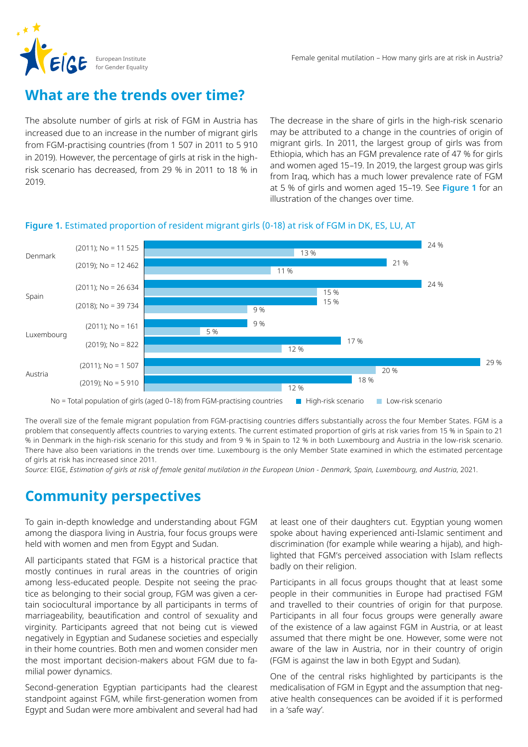## What are the trends over time?

The absolute number of girls at risk of FGM in Austria has increased due to an increase in the number of migrant girls from FGM-practising countries (from 1 507 in 2011 to 5 910 in 2019). However, the percentage of girls at risk in the high-risk scenario has decreased, from 29 % in 2011 to 18 % in 2019.

The decrease in the share of girls in the high-risk scenario may be attributed to a change in the countries of origin of migrant girls. In 2011, the largest group of girls was from Ethiopia, which has an FGM prevalence rate of 47 % for girls and women aged 15–19. In 2019, the largest group was girls from Iraq, which has a much lower prevalence rate of FGM at 5 % of girls and women aged 15–19. See **Figure 1** for an illustration of the changes over time.

**Figure 1.** Estimated proportion of resident migrant girls (0-18) at risk of FGM in DK, ES, LU, AT

| Country | Year; No | High-risk scenario | Low-risk scenario |
|---|---|---|---|
| Denmark | (2011); No = 11 525 | 24 % | 13 % |
| | (2019); No = 12 462 | 21 % | 11 % |
| Spain | (2011); No = 26 634 | 24 % | 15 % |
| | (2018); No = 39 734 | 15 % | 9 % |
| Luxembourg | (2011); No = 161 | 9 % | 5 % |
| | (2019); No = 822 | 17 % | 12 % |
| Austria | (2011); No = 1 507 | 29 % | 20 % |
| | (2019); No = 5 910 | 18 % | 12 % |

No = Total population of girls (aged 0–18) from FGM-practising countries

The overall size of the female migrant population from FGM-practising countries differs substantially across the four Member States. FGM is a problem that consequently affects countries to varying extents. The current estimated proportion of girls at risk varies from 15 % in Spain to 21 % in Denmark in the high-risk scenario for this study and from 9 % in Spain to 12 % in both Luxembourg and Austria in the low-risk scenario. There have also been variations in the trends over time. Luxembourg is the only Member State examined in which the estimated percentage of girls at risk has increased since 2011.

*Source:* EIGE, *Estimation of girls at risk of female genital mutilation in the European Union - Denmark, Spain, Luxembourg, and Austria*, 2021.

## Community perspectives

To gain in-depth knowledge and understanding about FGM among the diaspora living in Austria, four focus groups were held with women and men from Egypt and Sudan.

All participants stated that FGM is a historical practice that mostly continues in rural areas in the countries of origin among less-educated people. Despite not seeing the practice as belonging to their social group, FGM was given a certain sociocultural importance by all participants in terms of marriageability, beautification and control of sexuality and virginity. Participants agreed that not being cut is viewed negatively in Egyptian and Sudanese societies and especially in their home countries. Both men and women consider men the most important decision-makers about FGM due to familial power dynamics.

Second-generation Egyptian participants had the clearest standpoint against FGM, while first-generation women from Egypt and Sudan were more ambivalent and several had had at least one of their daughters cut. Egyptian young women spoke about having experienced anti-Islamic sentiment and discrimination (for example while wearing a hijab), and highlighted that FGM's perceived association with Islam reflects badly on their religion.

Participants in all focus groups thought that at least some people in their communities in Europe had practised FGM and travelled to their countries of origin for that purpose. Participants in all four focus groups were generally aware of the existence of a law against FGM in Austria, or at least assumed that there might be one. However, some were not aware of the law in Austria, nor in their country of origin (FGM is against the law in both Egypt and Sudan).

One of the central risks highlighted by participants is the medicalisation of FGM in Egypt and the assumption that negative health consequences can be avoided if it is performed in a 'safe way'.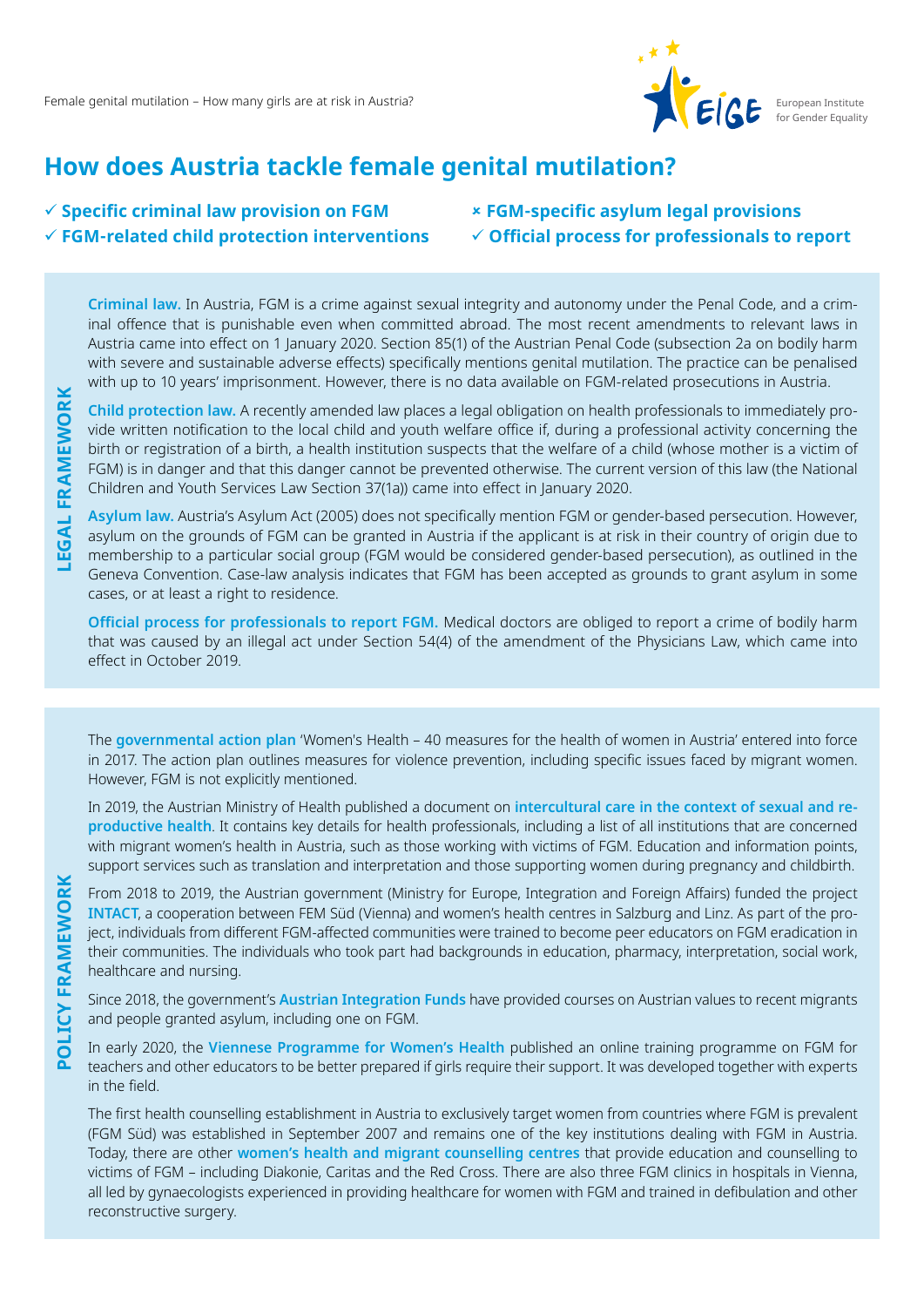# How does Austria tackle female genital mutilation?

- ✓ **Specific criminal law provision on FGM**
- ✓ **FGM-related child protection interventions**
- × **FGM-specific asylum legal provisions**
- ✓ **Official process for professionals to report**

## LEGAL FRAMEWORK

**Criminal law.** In Austria, FGM is a crime against sexual integrity and autonomy under the Penal Code, and a criminal offence that is punishable even when committed abroad. The most recent amendments to relevant laws in Austria came into effect on 1 January 2020. Section 85(1) of the Austrian Penal Code (subsection 2a on bodily harm with severe and sustainable adverse effects) specifically mentions genital mutilation. The practice can be penalised with up to 10 years' imprisonment. However, there is no data available on FGM-related prosecutions in Austria.

**Child protection law.** A recently amended law places a legal obligation on health professionals to immediately provide written notification to the local child and youth welfare office if, during a professional activity concerning the birth or registration of a birth, a health institution suspects that the welfare of a child (whose mother is a victim of FGM) is in danger and that this danger cannot be prevented otherwise. The current version of this law (the National Children and Youth Services Law Section 37(1a)) came into effect in January 2020.

**Asylum law.** Austria's Asylum Act (2005) does not specifically mention FGM or gender-based persecution. However, asylum on the grounds of FGM can be granted in Austria if the applicant is at risk in their country of origin due to membership to a particular social group (FGM would be considered gender-based persecution), as outlined in the Geneva Convention. Case-law analysis indicates that FGM has been accepted as grounds to grant asylum in some cases, or at least a right to residence.

**Official process for professionals to report FGM.** Medical doctors are obliged to report a crime of bodily harm that was caused by an illegal act under Section 54(4) of the amendment of the Physicians Law, which came into effect in October 2019.

## POLICY FRAMEWORK

The **governmental action plan** 'Women's Health – 40 measures for the health of women in Austria' entered into force in 2017. The action plan outlines measures for violence prevention, including specific issues faced by migrant women. However, FGM is not explicitly mentioned.

In 2019, the Austrian Ministry of Health published a document on **intercultural care in the context of sexual and reproductive health**. It contains key details for health professionals, including a list of all institutions that are concerned with migrant women's health in Austria, such as those working with victims of FGM. Education and information points, support services such as translation and interpretation and those supporting women during pregnancy and childbirth.

From 2018 to 2019, the Austrian government (Ministry for Europe, Integration and Foreign Affairs) funded the project **INTACT**, a cooperation between FEM Süd (Vienna) and women's health centres in Salzburg and Linz. As part of the project, individuals from different FGM-affected communities were trained to become peer educators on FGM eradication in their communities. The individuals who took part had backgrounds in education, pharmacy, interpretation, social work, healthcare and nursing.

Since 2018, the government's **Austrian Integration Funds** have provided courses on Austrian values to recent migrants and people granted asylum, including one on FGM.

In early 2020, the **Viennese Programme for Women's Health** published an online training programme on FGM for teachers and other educators to be better prepared if girls require their support. It was developed together with experts in the field.

The first health counselling establishment in Austria to exclusively target women from countries where FGM is prevalent (FGM Süd) was established in September 2007 and remains one of the key institutions dealing with FGM in Austria. Today, there are other **women's health and migrant counselling centres** that provide education and counselling to victims of FGM – including Diakonie, Caritas and the Red Cross. There are also three FGM clinics in hospitals in Vienna, all led by gynaecologists experienced in providing healthcare for women with FGM and trained in defibulation and other reconstructive surgery.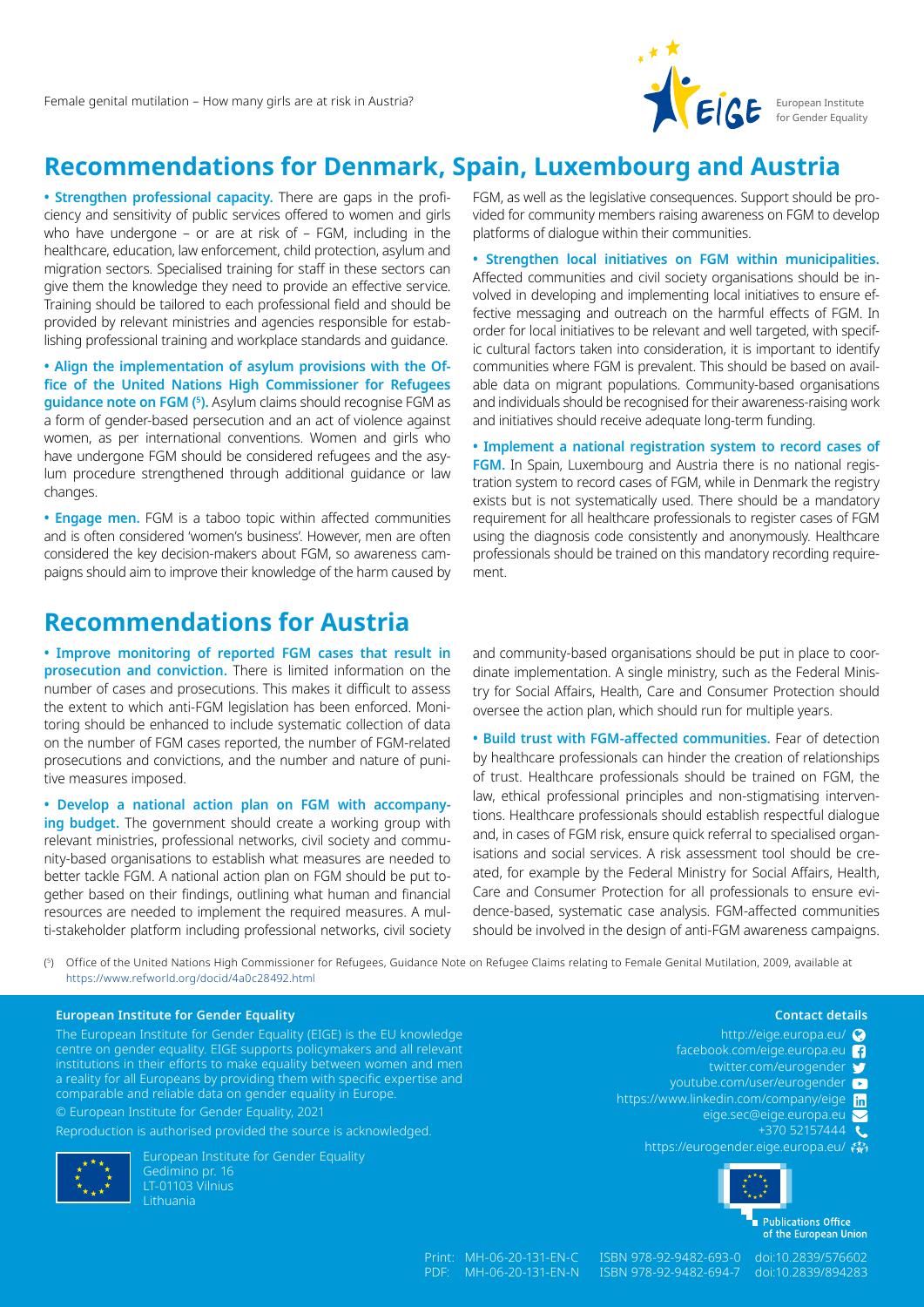## Recommendations for Denmark, Spain, Luxembourg and Austria

**• Strengthen professional capacity.** There are gaps in the proficiency and sensitivity of public services offered to women and girls who have undergone – or are at risk of – FGM, including in the healthcare, education, law enforcement, child protection, asylum and migration sectors. Specialised training for staff in these sectors can give them the knowledge they need to provide an effective service. Training should be tailored to each professional field and should be provided by relevant ministries and agencies responsible for establishing professional training and workplace standards and guidance.

**• Align the implementation of asylum provisions with the Office of the United Nations High Commissioner for Refugees guidance note on FGM ([5]).** Asylum claims should recognise FGM as a form of gender-based persecution and an act of violence against women, as per international conventions. Women and girls who have undergone FGM should be considered refugees and the asylum procedure strengthened through additional guidance or law changes.

**• Engage men.** FGM is a taboo topic within affected communities and is often considered 'women's business'. However, men are often considered the key decision-makers about FGM, so awareness campaigns should aim to improve their knowledge of the harm caused by FGM, as well as the legislative consequences. Support should be provided for community members raising awareness on FGM to develop platforms of dialogue within their communities.

**• Strengthen local initiatives on FGM within municipalities.** Affected communities and civil society organisations should be involved in developing and implementing local initiatives to ensure effective messaging and outreach on the harmful effects of FGM. In order for local initiatives to be relevant and well targeted, with specific cultural factors taken into consideration, it is important to identify communities where FGM is prevalent. This should be based on available data on migrant populations. Community-based organisations and individuals should be recognised for their awareness-raising work and initiatives should receive adequate long-term funding.

**• Implement a national registration system to record cases of FGM.** In Spain, Luxembourg and Austria there is no national registration system to record cases of FGM, while in Denmark the registry exists but is not systematically used. There should be a mandatory requirement for all healthcare professionals to register cases of FGM using the diagnosis code consistently and anonymously. Healthcare professionals should be trained on this mandatory recording requirement.

## Recommendations for Austria

**• Improve monitoring of reported FGM cases that result in prosecution and conviction.** There is limited information on the number of cases and prosecutions. This makes it difficult to assess the extent to which anti-FGM legislation has been enforced. Monitoring should be enhanced to include systematic collection of data on the number of FGM cases reported, the number of FGM-related prosecutions and convictions, and the number and nature of punitive measures imposed.

**• Develop a national action plan on FGM with accompanying budget.** The government should create a working group with relevant ministries, professional networks, civil society and community-based organisations to establish what measures are needed to better tackle FGM. A national action plan on FGM should be put together based on their findings, outlining what human and financial resources are needed to implement the required measures. A multi-stakeholder platform including professional networks, civil society and community-based organisations should be put in place to coordinate implementation. A single ministry, such as the Federal Ministry for Social Affairs, Health, Care and Consumer Protection should oversee the action plan, which should run for multiple years.

**• Build trust with FGM-affected communities.** Fear of detection by healthcare professionals can hinder the creation of relationships of trust. Healthcare professionals should be trained on FGM, the law, ethical professional principles and non-stigmatising interventions. Healthcare professionals should establish respectful dialogue and, in cases of FGM risk, ensure quick referral to specialised organisations and social services. A risk assessment tool should be created, for example by the Federal Ministry for Social Affairs, Health, Care and Consumer Protection for all professionals to ensure evidence-based, systematic case analysis. FGM-affected communities should be involved in the design of anti-FGM awareness campaigns.

([5]) Office of the United Nations High Commissioner for Refugees, Guidance Note on Refugee Claims relating to Female Genital Mutilation, 2009, available at https://www.refworld.org/docid/4a0c28492.html

**European Institute for Gender Equality**

The European Institute for Gender Equality (EIGE) is the EU knowledge centre on gender equality. EIGE supports policymakers and all relevant institutions in their efforts to make equality between women and men a reality for all Europeans by providing them with specific expertise and comparable and reliable data on gender equality in Europe.

© European Institute for Gender Equality, 2021

Reproduction is authorised provided the source is acknowledged.

European Institute for Gender Equality
Gedimino pr. 16
LT-01103 Vilnius
Lithuania

**Contact details**

http://eige.europa.eu/
facebook.com/eige.europa.eu
twitter.com/eurogender
youtube.com/user/eurogender
https://www.linkedin.com/company/eige
eige.sec@eige.europa.eu
+370 52157444
https://eurogender.eige.europa.eu/

Publications Office of the European Union

Print: MH-06-20-131-EN-C ISBN 978-92-9482-693-0 doi:10.2839/576602
PDF: MH-06-20-131-EN-N ISBN 978-92-9482-694-7 doi:10.2839/894283